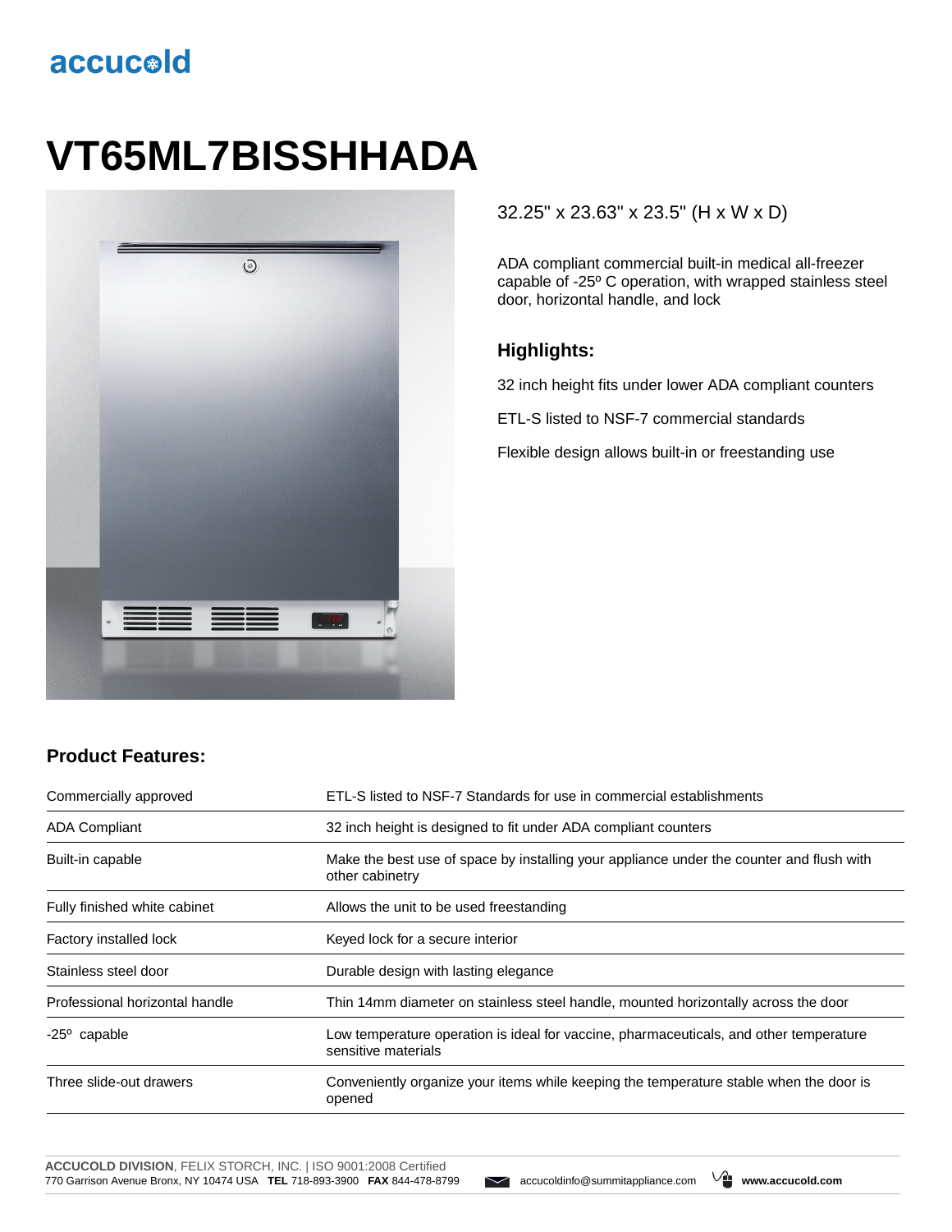accucold

# VT65ML7BISSHHADA

32.25" x 23.63" x 23.5" (H x W x D)

ADA compliant commercial built-in medical all-freezer capable of -25º C operation, with wrapped stainless steel door, horizontal handle, and lock

## Highlights:

32 inch height fits under lower ADA compliant counters

ETL-S listed to NSF-7 commercial standards

Flexible design allows built-in or freestanding use

## Product Features:

| | |
|---|---|
| Commercially approved | ETL-S listed to NSF-7 Standards for use in commercial establishments |
| ADA Compliant | 32 inch height is designed to fit under ADA compliant counters |
| Built-in capable | Make the best use of space by installing your appliance under the counter and flush with other cabinetry |
| Fully finished white cabinet | Allows the unit to be used freestanding |
| Factory installed lock | Keyed lock for a secure interior |
| Stainless steel door | Durable design with lasting elegance |
| Professional horizontal handle | Thin 14mm diameter on stainless steel handle, mounted horizontally across the door |
| -25º capable | Low temperature operation is ideal for vaccine, pharmaceuticals, and other temperature sensitive materials |
| Three slide-out drawers | Conveniently organize your items while keeping the temperature stable when the door is opened |

**ACCUCOLD DIVISION**, FELIX STORCH, INC. | ISO 9001:2008 Certified
770 Garrison Avenue Bronx, NY 10474 USA **TEL** 718-893-3900 **FAX** 844-478-8799 accucoldinfo@summitappliance.com **www.accucold.com**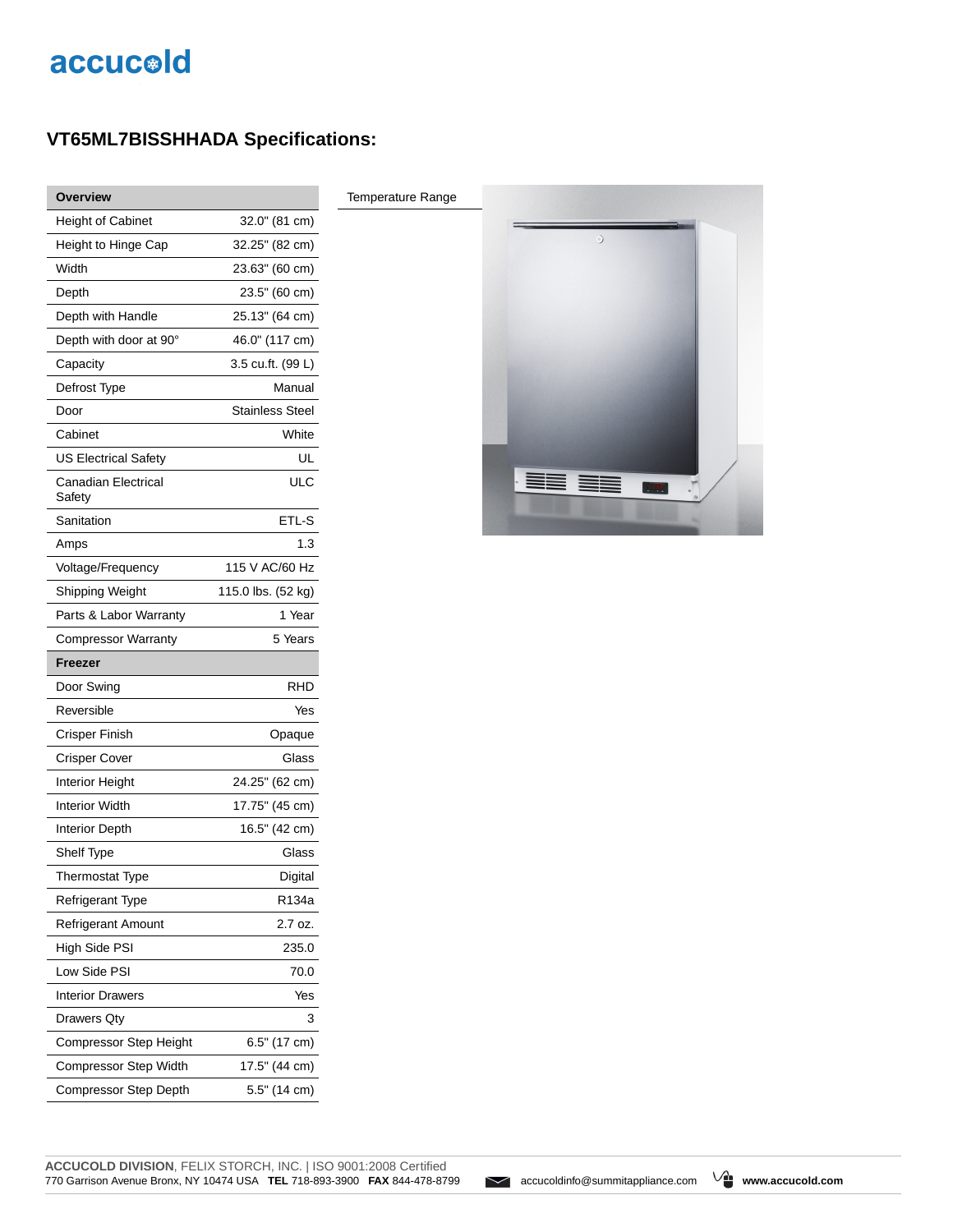# accucold

## VT65ML7BISSHHADA Specifications:

| Overview | |
|---|---|
| Height of Cabinet | 32.0" (81 cm) |
| Height to Hinge Cap | 32.25" (82 cm) |
| Width | 23.63" (60 cm) |
| Depth | 23.5" (60 cm) |
| Depth with Handle | 25.13" (64 cm) |
| Depth with door at 90° | 46.0" (117 cm) |
| Capacity | 3.5 cu.ft. (99 L) |
| Defrost Type | Manual |
| Door | Stainless Steel |
| Cabinet | White |
| US Electrical Safety | UL |
| Canadian Electrical Safety | ULC |
| Sanitation | ETL-S |
| Amps | 1.3 |
| Voltage/Frequency | 115 V AC/60 Hz |
| Shipping Weight | 115.0 lbs. (52 kg) |
| Parts & Labor Warranty | 1 Year |
| Compressor Warranty | 5 Years |
| **Freezer** | |
| Door Swing | RHD |
| Reversible | Yes |
| Crisper Finish | Opaque |
| Crisper Cover | Glass |
| Interior Height | 24.25" (62 cm) |
| Interior Width | 17.75" (45 cm) |
| Interior Depth | 16.5" (42 cm) |
| Shelf Type | Glass |
| Thermostat Type | Digital |
| Refrigerant Type | R134a |
| Refrigerant Amount | 2.7 oz. |
| High Side PSI | 235.0 |
| Low Side PSI | 70.0 |
| Interior Drawers | Yes |
| Drawers Qty | 3 |
| Compressor Step Height | 6.5" (17 cm) |
| Compressor Step Width | 17.5" (44 cm) |
| Compressor Step Depth | 5.5" (14 cm) |

Temperature Range

**ACCUCOLD DIVISION**, FELIX STORCH, INC. | ISO 9001:2008 Certified
770 Garrison Avenue Bronx, NY 10474 USA **TEL** 718-893-3900 **FAX** 844-478-8799 accucoldinfo@summitappliance.com **www.accucold.com**